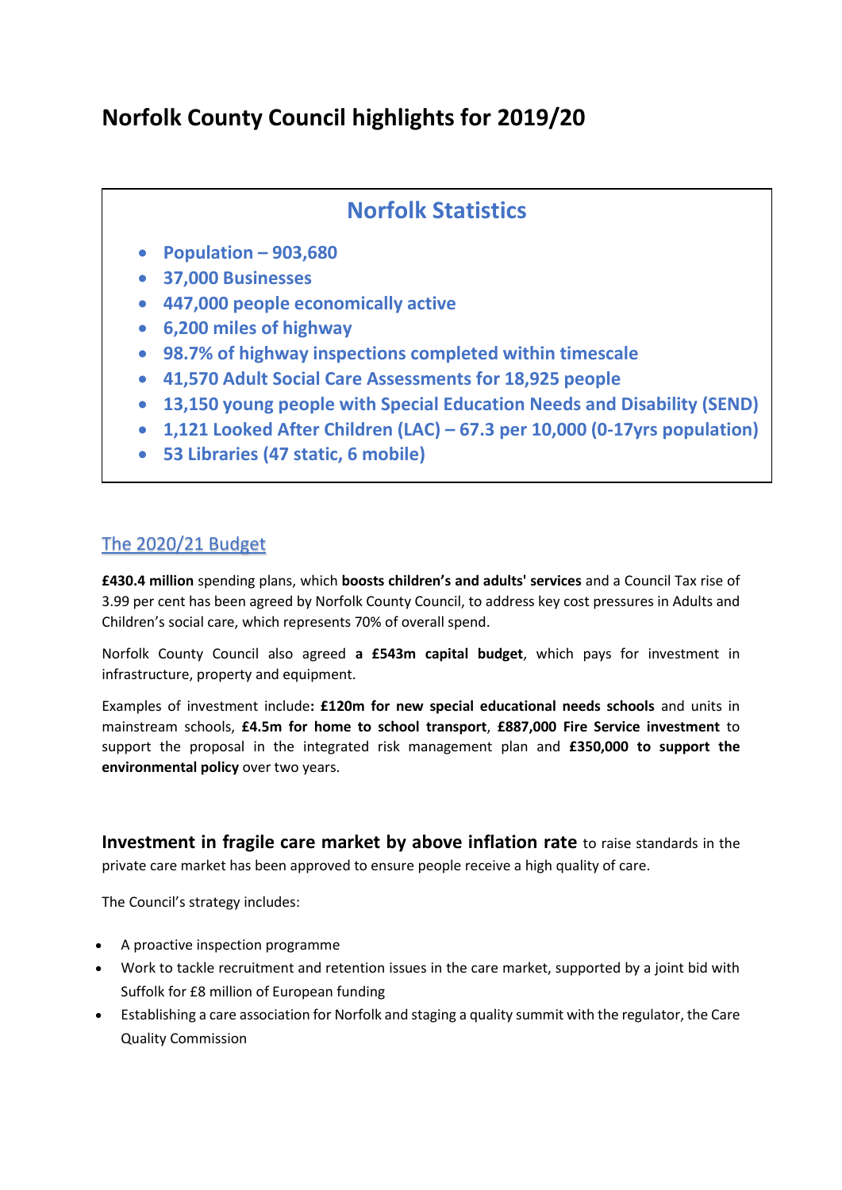# Norfolk County Council highlights for 2019/20

## Norfolk Statistics

- **Population – 903,680**
- **37,000 Businesses**
- **447,000 people economically active**
- **6,200 miles of highway**
- **98.7% of highway inspections completed within timescale**
- **41,570 Adult Social Care Assessments for 18,925 people**
- **13,150 young people with Special Education Needs and Disability (SEND)**
- **1,121 Looked After Children (LAC) – 67.3 per 10,000 (0-17yrs population)**
- **53 Libraries (47 static, 6 mobile)**

## The 2020/21 Budget

**£430.4 million** spending plans, which **boosts children's and adults' services** and a Council Tax rise of 3.99 per cent has been agreed by Norfolk County Council, to address key cost pressures in Adults and Children's social care, which represents 70% of overall spend.

Norfolk County Council also agreed **a £543m capital budget**, which pays for investment in infrastructure, property and equipment.

Examples of investment include**: £120m for new special educational needs schools** and units in mainstream schools, **£4.5m for home to school transport**, **£887,000 Fire Service investment** to support the proposal in the integrated risk management plan and **£350,000 to support the environmental policy** over two years.

**Investment in fragile care market by above inflation rate** to raise standards in the private care market has been approved to ensure people receive a high quality of care.

The Council's strategy includes:

- A proactive inspection programme
- Work to tackle recruitment and retention issues in the care market, supported by a joint bid with Suffolk for £8 million of European funding
- Establishing a care association for Norfolk and staging a quality summit with the regulator, the Care Quality Commission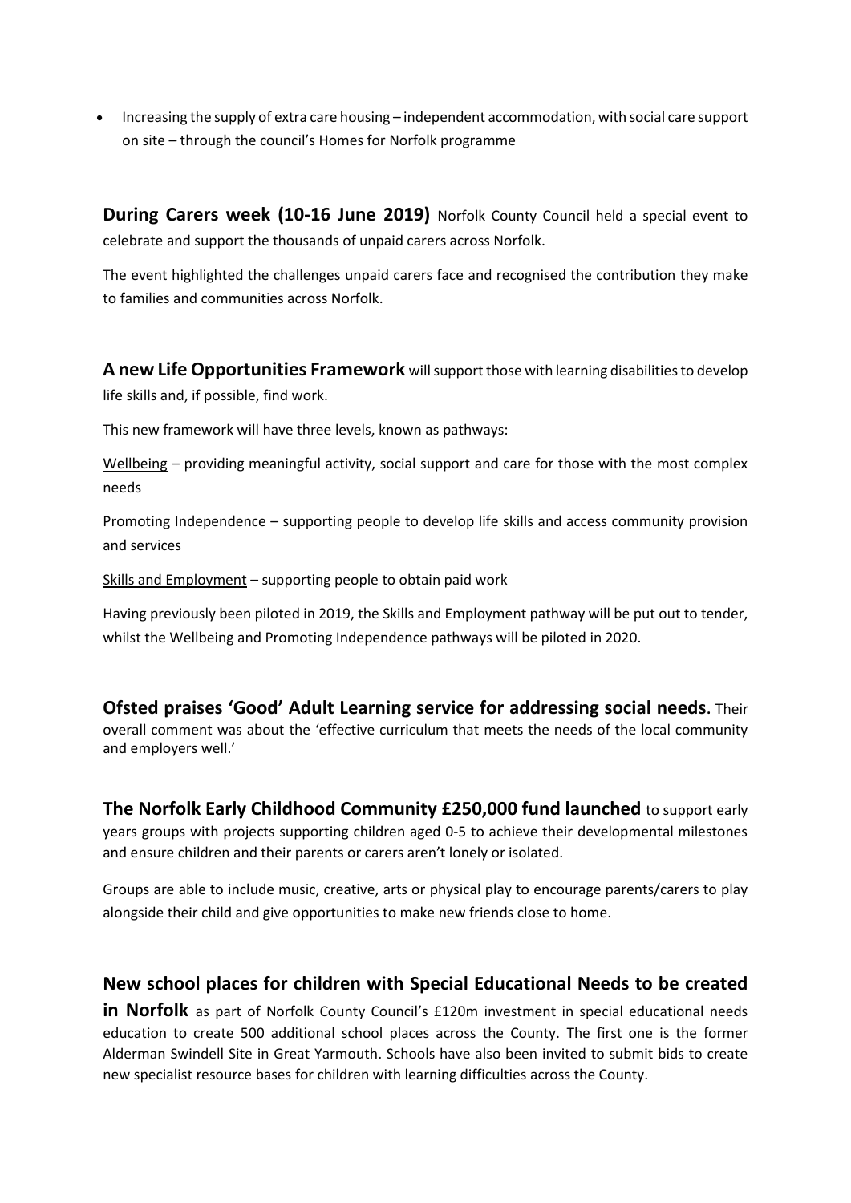- Increasing the supply of extra care housing – independent accommodation, with social care support on site – through the council's Homes for Norfolk programme

**During Carers week (10-16 June 2019)** Norfolk County Council held a special event to celebrate and support the thousands of unpaid carers across Norfolk.

The event highlighted the challenges unpaid carers face and recognised the contribution they make to families and communities across Norfolk.

**A new Life Opportunities Framework** will support those with learning disabilities to develop life skills and, if possible, find work.

This new framework will have three levels, known as pathways:

Wellbeing – providing meaningful activity, social support and care for those with the most complex needs

Promoting Independence – supporting people to develop life skills and access community provision and services

Skills and Employment – supporting people to obtain paid work

Having previously been piloted in 2019, the Skills and Employment pathway will be put out to tender, whilst the Wellbeing and Promoting Independence pathways will be piloted in 2020.

**Ofsted praises 'Good' Adult Learning service for addressing social needs.** Their overall comment was about the 'effective curriculum that meets the needs of the local community and employers well.'

**The Norfolk Early Childhood Community £250,000 fund launched** to support early years groups with projects supporting children aged 0-5 to achieve their developmental milestones and ensure children and their parents or carers aren't lonely or isolated.

Groups are able to include music, creative, arts or physical play to encourage parents/carers to play alongside their child and give opportunities to make new friends close to home.

**New school places for children with Special Educational Needs to be created in Norfolk** as part of Norfolk County Council's £120m investment in special educational needs education to create 500 additional school places across the County. The first one is the former Alderman Swindell Site in Great Yarmouth. Schools have also been invited to submit bids to create new specialist resource bases for children with learning difficulties across the County.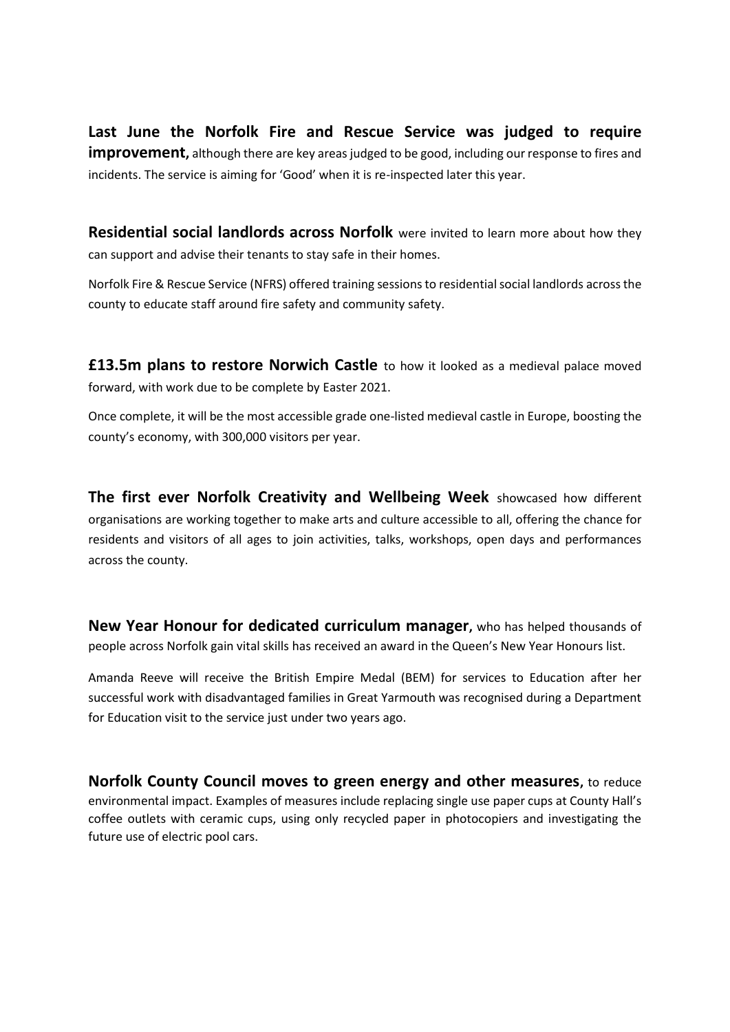**Last June the Norfolk Fire and Rescue Service was judged to require improvement,** although there are key areas judged to be good, including our response to fires and incidents. The service is aiming for 'Good' when it is re-inspected later this year.

**Residential social landlords across Norfolk** were invited to learn more about how they can support and advise their tenants to stay safe in their homes.

Norfolk Fire & Rescue Service (NFRS) offered training sessions to residential social landlords across the county to educate staff around fire safety and community safety.

**£13.5m plans to restore Norwich Castle** to how it looked as a medieval palace moved forward, with work due to be complete by Easter 2021.

Once complete, it will be the most accessible grade one-listed medieval castle in Europe, boosting the county's economy, with 300,000 visitors per year.

**The first ever Norfolk Creativity and Wellbeing Week** showcased how different organisations are working together to make arts and culture accessible to all, offering the chance for residents and visitors of all ages to join activities, talks, workshops, open days and performances across the county.

**New Year Honour for dedicated curriculum manager,** who has helped thousands of people across Norfolk gain vital skills has received an award in the Queen's New Year Honours list.

Amanda Reeve will receive the British Empire Medal (BEM) for services to Education after her successful work with disadvantaged families in Great Yarmouth was recognised during a Department for Education visit to the service just under two years ago.

**Norfolk County Council moves to green energy and other measures,** to reduce environmental impact. Examples of measures include replacing single use paper cups at County Hall's coffee outlets with ceramic cups, using only recycled paper in photocopiers and investigating the future use of electric pool cars.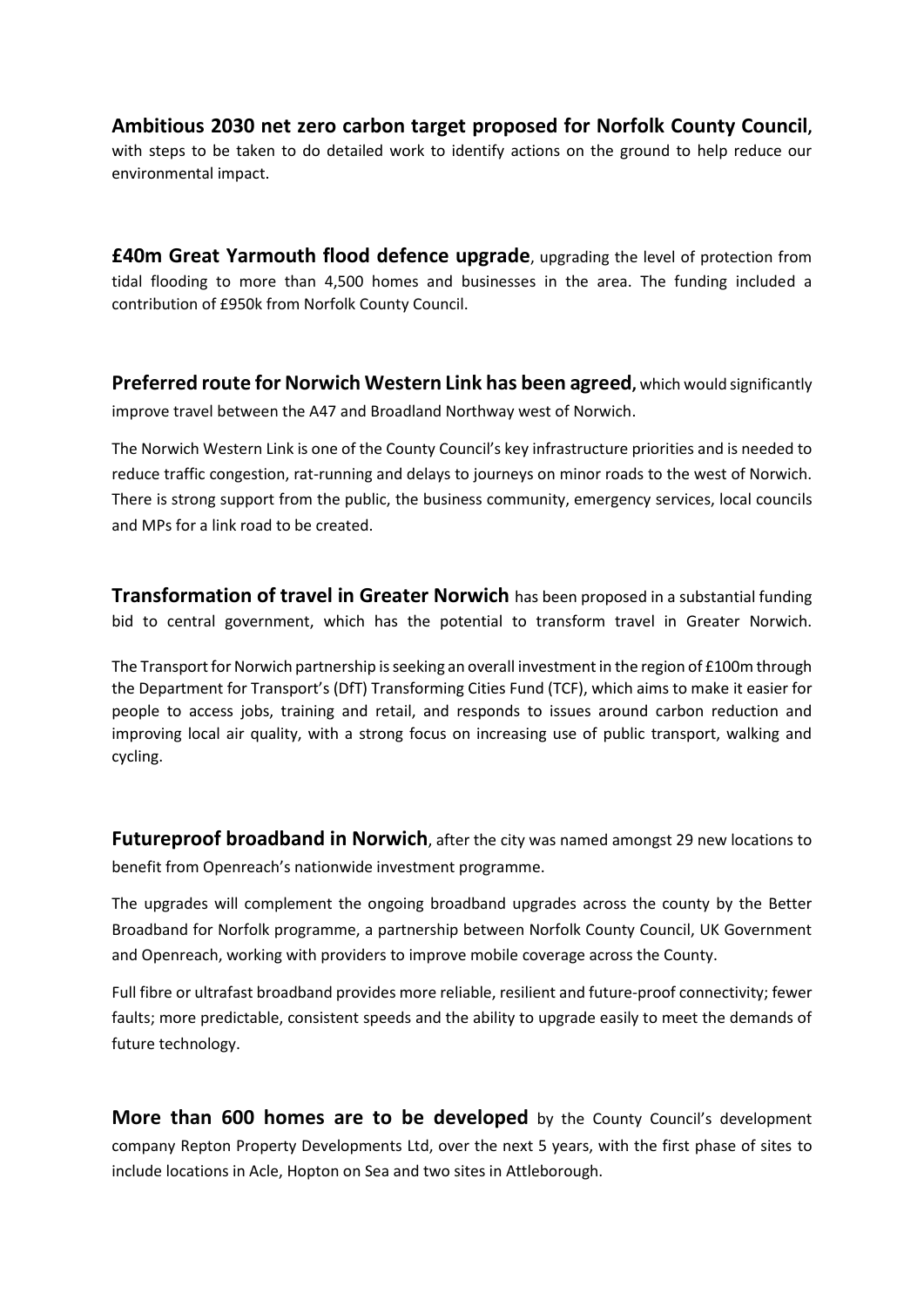**Ambitious 2030 net zero carbon target proposed for Norfolk County Council**, with steps to be taken to do detailed work to identify actions on the ground to help reduce our environmental impact.

**£40m Great Yarmouth flood defence upgrade**, upgrading the level of protection from tidal flooding to more than 4,500 homes and businesses in the area. The funding included a contribution of £950k from Norfolk County Council.

**Preferred route for Norwich Western Link has been agreed,** which would significantly improve travel between the A47 and Broadland Northway west of Norwich.

The Norwich Western Link is one of the County Council's key infrastructure priorities and is needed to reduce traffic congestion, rat-running and delays to journeys on minor roads to the west of Norwich. There is strong support from the public, the business community, emergency services, local councils and MPs for a link road to be created.

**Transformation of travel in Greater Norwich** has been proposed in a substantial funding bid to central government, which has the potential to transform travel in Greater Norwich.

The Transport for Norwich partnership is seeking an overall investment in the region of £100m through the Department for Transport's (DfT) Transforming Cities Fund (TCF), which aims to make it easier for people to access jobs, training and retail, and responds to issues around carbon reduction and improving local air quality, with a strong focus on increasing use of public transport, walking and cycling.

**Futureproof broadband in Norwich**, after the city was named amongst 29 new locations to benefit from Openreach's nationwide investment programme.

The upgrades will complement the ongoing broadband upgrades across the county by the Better Broadband for Norfolk programme, a partnership between Norfolk County Council, UK Government and Openreach, working with providers to improve mobile coverage across the County.

Full fibre or ultrafast broadband provides more reliable, resilient and future-proof connectivity; fewer faults; more predictable, consistent speeds and the ability to upgrade easily to meet the demands of future technology.

**More than 600 homes are to be developed** by the County Council's development company Repton Property Developments Ltd, over the next 5 years, with the first phase of sites to include locations in Acle, Hopton on Sea and two sites in Attleborough.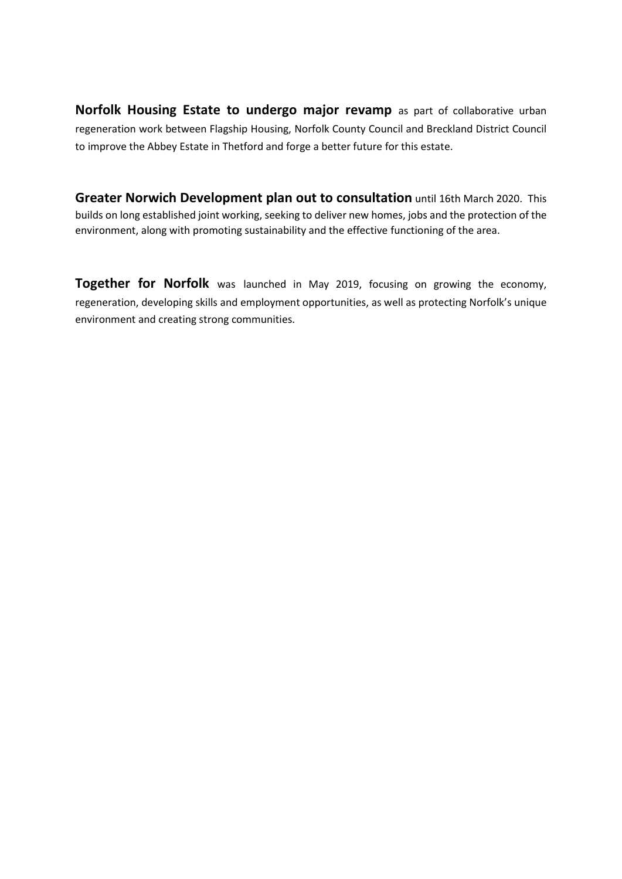**Norfolk Housing Estate to undergo major revamp** as part of collaborative urban regeneration work between Flagship Housing, Norfolk County Council and Breckland District Council to improve the Abbey Estate in Thetford and forge a better future for this estate.

**Greater Norwich Development plan out to consultation** until 16th March 2020. This builds on long established joint working, seeking to deliver new homes, jobs and the protection of the environment, along with promoting sustainability and the effective functioning of the area.

**Together for Norfolk** was launched in May 2019, focusing on growing the economy, regeneration, developing skills and employment opportunities, as well as protecting Norfolk's unique environment and creating strong communities.